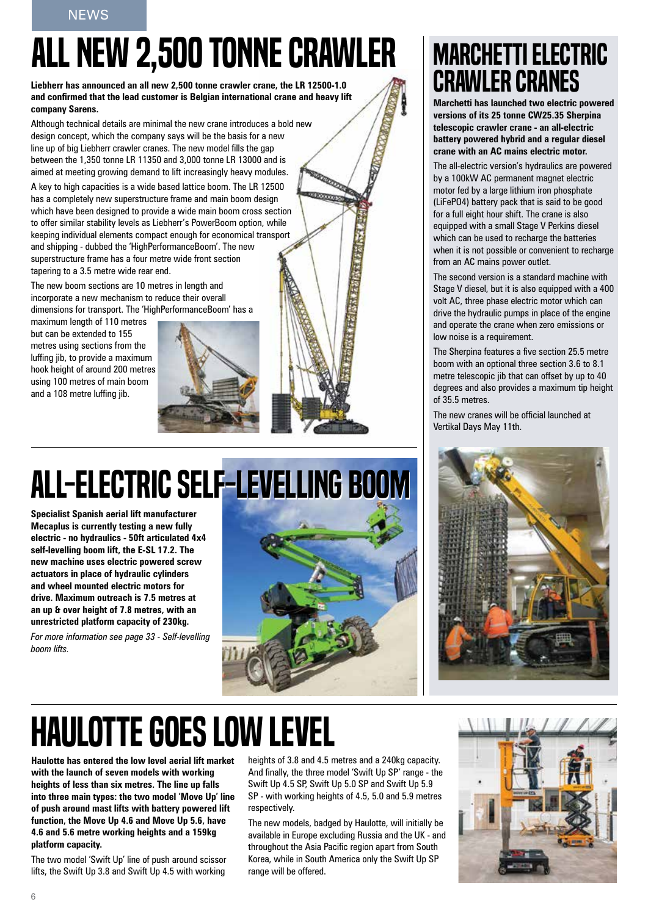NEWS

# ALL NEW 2,500 TONNE CRAWLER

**Liebherr has announced an all new 2,500 tonne crawler crane, the LR 12500-1.0 and confirmed that the lead customer is Belgian international crane and heavy lift company Sarens.**

Although technical details are minimal the new crane introduces a bold new design concept, which the company says will be the basis for a new line up of big Liebherr crawler cranes. The new model fills the gap between the 1,350 tonne LR 11350 and 3,000 tonne LR 13000 and is aimed at meeting growing demand to lift increasingly heavy modules.

A key to high capacities is a wide based lattice boom. The LR 12500 has a completely new superstructure frame and main boom design which have been designed to provide a wide main boom cross section to offer similar stability levels as Liebherr's PowerBoom option, while keeping individual elements compact enough for economical transport and shipping - dubbed the 'HighPerformanceBoom'. The new superstructure frame has a four metre wide front section tapering to a 3.5 metre wide rear end.

The new boom sections are 10 metres in length and incorporate a new mechanism to reduce their overall dimensions for transport. The 'HighPerformanceBoom' has a maximum length of 110 metres but can be extended to 155 metres using sections from the luffing jib, to provide a maximum hook height of around 200 metres using 100 metres of main boom and a 108 metre luffing jib.

# MARCHETTI ELECTRIC CRAWLER CRANES

**Marchetti has launched two electric powered versions of its 25 tonne CW25.35 Sherpina telescopic crawler crane - an all-electric battery powered hybrid and a regular diesel crane with an AC mains electric motor.**

The all-electric version's hydraulics are powered by a 100kW AC permanent magnet electric motor fed by a large lithium iron phosphate (LiFePO4) battery pack that is said to be good for a full eight hour shift. The crane is also equipped with a small Stage V Perkins diesel which can be used to recharge the batteries when it is not possible or convenient to recharge from an AC mains power outlet.

The second version is a standard machine with Stage V diesel, but it is also equipped with a 400 volt AC, three phase electric motor which can drive the hydraulic pumps in place of the engine and operate the crane when zero emissions or low noise is a requirement.

The Sherpina features a five section 25.5 metre boom with an optional three section 3.6 to 8.1 metre telescopic jib that can offset by up to 40 degrees and also provides a maximum tip height of 35.5 metres.

The new cranes will be official launched at Vertikal Days May 11th.

# ALL-ELECTRIC SELF-LEVELLING BOOM

**Specialist Spanish aerial lift manufacturer Mecaplus is currently testing a new fully electric - no hydraulics - 50ft articulated 4x4 self-levelling boom lift, the E-SL 17.2. The new machine uses electric powered screw actuators in place of hydraulic cylinders and wheel mounted electric motors for drive. Maximum outreach is 7.5 metres at an up & over height of 7.8 metres, with an unrestricted platform capacity of 230kg.**

*For more information see page 33 - Self-levelling boom lifts.*

# HAULOTTE GOES LOW LEVEL

**Haulotte has entered the low level aerial lift market with the launch of seven models with working heights of less than six metres. The line up falls into three main types: the two model 'Move Up' line of push around mast lifts with battery powered lift function, the Move Up 4.6 and Move Up 5.6, have 4.6 and 5.6 metre working heights and a 159kg platform capacity.**

The two model 'Swift Up' line of push around scissor lifts, the Swift Up 3.8 and Swift Up 4.5 with working heights of 3.8 and 4.5 metres and a 240kg capacity. And finally, the three model 'Swift Up SP' range - the Swift Up 4.5 SP, Swift Up 5.0 SP and Swift Up 5.9 SP - with working heights of 4.5, 5.0 and 5.9 metres respectively.

The new models, badged by Haulotte, will initially be available in Europe excluding Russia and the UK - and throughout the Asia Pacific region apart from South Korea, while in South America only the Swift Up SP range will be offered.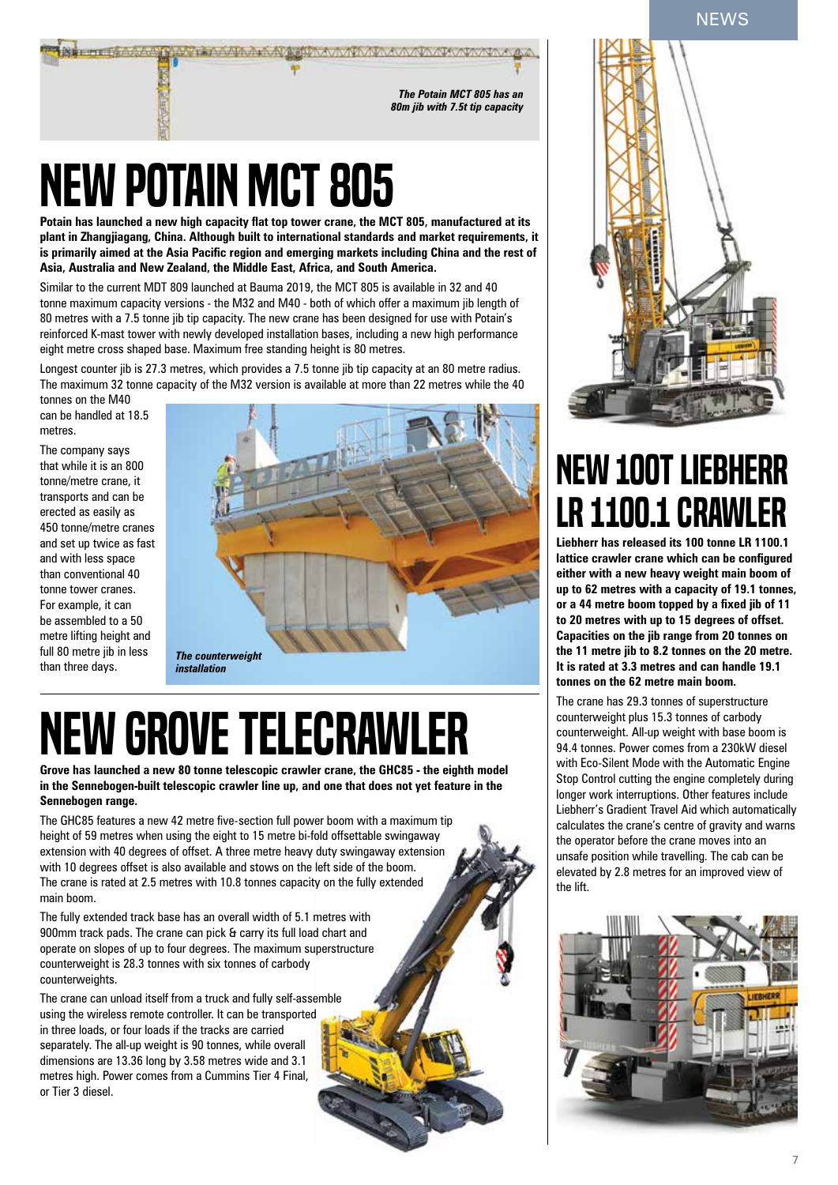*The Potain MCT 805 has an 80m jib with 7.5t tip capacity*

# NEW POTAIN MCT 805

**Potain has launched a new high capacity flat top tower crane, the MCT 805, manufactured at its plant in Zhangjiagang, China. Although built to international standards and market requirements, it is primarily aimed at the Asia Pacific region and emerging markets including China and the rest of Asia, Australia and New Zealand, the Middle East, Africa, and South America.**

Similar to the current MDT 809 launched at Bauma 2019, the MCT 805 is available in 32 and 40 tonne maximum capacity versions - the M32 and M40 - both of which offer a maximum jib length of 80 metres with a 7.5 tonne jib tip capacity. The new crane has been designed for use with Potain's reinforced K-mast tower with newly developed installation bases, including a new high performance eight metre cross shaped base. Maximum free standing height is 80 metres.

Longest counter jib is 27.3 metres, which provides a 7.5 tonne jib tip capacity at an 80 metre radius. The maximum 32 tonne capacity of the M32 version is available at more than 22 metres while the 40 tonnes on the M40 can be handled at 18.5 metres.

The company says that while it is an 800 tonne/metre crane, it transports and can be erected as easily as 450 tonne/metre cranes and set up twice as fast and with less space than conventional 40 tonne tower cranes. For example, it can be assembled to a 50 metre lifting height and full 80 metre jib in less than three days.

*The counterweight installation*

# NEW GROVE TELECRAWLER

**Grove has launched a new 80 tonne telescopic crawler crane, the GHC85 - the eighth model in the Sennebogen-built telescopic crawler line up, and one that does not yet feature in the Sennebogen range.**

The GHC85 features a new 42 metre five-section full power boom with a maximum tip height of 59 metres when using the eight to 15 metre bi-fold offsettable swingaway extension with 40 degrees of offset. A three metre heavy duty swingaway extension with 10 degrees offset is also available and stows on the left side of the boom. The crane is rated at 2.5 metres with 10.8 tonnes capacity on the fully extended main boom.

The fully extended track base has an overall width of 5.1 metres with 900mm track pads. The crane can pick & carry its full load chart and operate on slopes of up to four degrees. The maximum superstructure counterweight is 28.3 tonnes with six tonnes of carbody counterweights.

The crane can unload itself from a truck and fully self-assemble using the wireless remote controller. It can be transported in three loads, or four loads if the tracks are carried separately. The all-up weight is 90 tonnes, while overall dimensions are 13.36 long by 3.58 metres wide and 3.1 metres high. Power comes from a Cummins Tier 4 Final, or Tier 3 diesel.

# NEW 100T LIEBHERR LR 1100.1 CRAWLER

**Liebherr has released its 100 tonne LR 1100.1 lattice crawler crane which can be configured either with a new heavy weight main boom of up to 62 metres with a capacity of 19.1 tonnes, or a 44 metre boom topped by a fixed jib of 11 to 20 metres with up to 15 degrees of offset. Capacities on the jib range from 20 tonnes on the 11 metre jib to 8.2 tonnes on the 20 metre. It is rated at 3.3 metres and can handle 19.1 tonnes on the 62 metre main boom.**

The crane has 29.3 tonnes of superstructure counterweight plus 15.3 tonnes of carbody counterweight. All-up weight with base boom is 94.4 tonnes. Power comes from a 230kW diesel with Eco-Silent Mode with the Automatic Engine Stop Control cutting the engine completely during longer work interruptions. Other features include Liebherr's Gradient Travel Aid which automatically calculates the crane's centre of gravity and warns the operator before the crane moves into an unsafe position while travelling. The cab can be elevated by 2.8 metres for an improved view of the lift.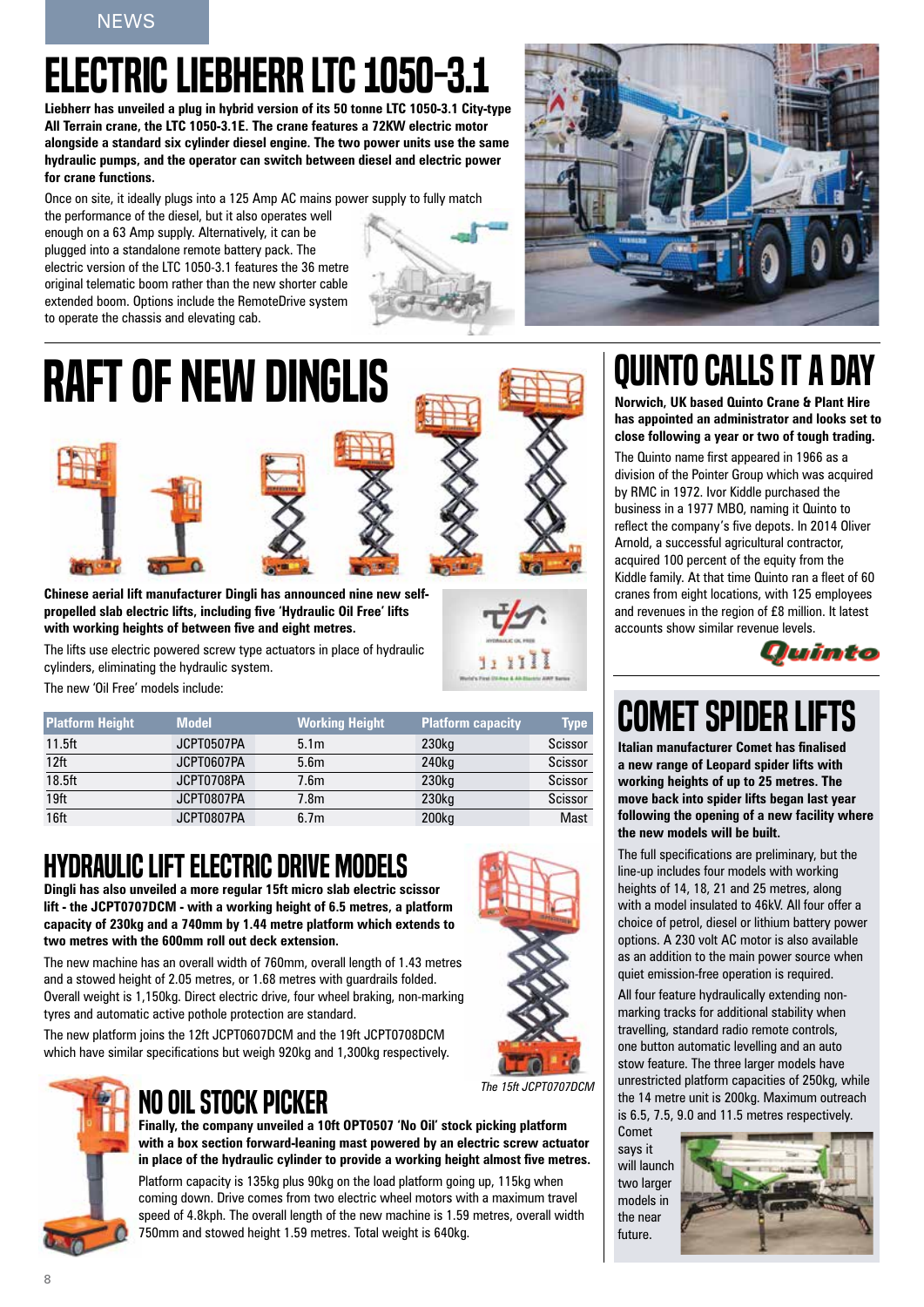NEWS

# ELECTRIC LIEBHERR LTC 1050-3.1

**Liebherr has unveiled a plug in hybrid version of its 50 tonne LTC 1050-3.1 City-type All Terrain crane, the LTC 1050-3.1E. The crane features a 72KW electric motor alongside a standard six cylinder diesel engine. The two power units use the same hydraulic pumps, and the operator can switch between diesel and electric power for crane functions.**

Once on site, it ideally plugs into a 125 Amp AC mains power supply to fully match the performance of the diesel, but it also operates well enough on a 63 Amp supply. Alternatively, it can be plugged into a standalone remote battery pack. The electric version of the LTC 1050-3.1 features the 36 metre original telematic boom rather than the new shorter cable extended boom. Options include the RemoteDrive system to operate the chassis and elevating cab.

# RAFT OF NEW DINGLIS

**Chinese aerial lift manufacturer Dingli has announced nine new self-propelled slab electric lifts, including five 'Hydraulic Oil Free' lifts with working heights of between five and eight metres.**

The lifts use electric powered screw type actuators in place of hydraulic cylinders, eliminating the hydraulic system.

The new 'Oil Free' models include:

| Platform Height | Model | Working Height | Platform capacity | Type |
|---|---|---|---|---|
| 11.5ft | JCPT0507PA | 5.1m | 230kg | Scissor |
| 12ft | JCPT0607PA | 5.6m | 240kg | Scissor |
| 18.5ft | JCPT0708PA | 7.6m | 230kg | Scissor |
| 19ft | JCPT0807PA | 7.8m | 230kg | Scissor |
| 16ft | JCPT0807PA | 6.7m | 200kg | Mast |

## HYDRAULIC LIFT ELECTRIC DRIVE MODELS

**Dingli has also unveiled a more regular 15ft micro slab electric scissor lift - the JCPT0707DCM - with a working height of 6.5 metres, a platform capacity of 230kg and a 740mm by 1.44 metre platform which extends to two metres with the 600mm roll out deck extension.**

The new machine has an overall width of 760mm, overall length of 1.43 metres and a stowed height of 2.05 metres, or 1.68 metres with guardrails folded. Overall weight is 1,150kg. Direct electric drive, four wheel braking, non-marking tyres and automatic active pothole protection are standard.

The new platform joins the 12ft JCPT0607DCM and the 19ft JCPT0708DCM which have similar specifications but weigh 920kg and 1,300kg respectively.

*The 15ft JCPT0707DCM*

## NO OIL STOCK PICKER

**Finally, the company unveiled a 10ft OPT0507 'No Oil' stock picking platform with a box section forward-leaning mast powered by an electric screw actuator in place of the hydraulic cylinder to provide a working height almost five metres.**

Platform capacity is 135kg plus 90kg on the load platform going up, 115kg when coming down. Drive comes from two electric wheel motors with a maximum travel speed of 4.8kph. The overall length of the new machine is 1.59 metres, overall width 750mm and stowed height 1.59 metres. Total weight is 640kg.

# QUINTO CALLS IT A DAY

**Norwich, UK based Quinto Crane & Plant Hire has appointed an administrator and looks set to close following a year or two of tough trading.**

The Quinto name first appeared in 1966 as a division of the Pointer Group which was acquired by RMC in 1972. Ivor Kiddle purchased the business in a 1977 MBO, naming it Quinto to reflect the company's five depots. In 2014 Oliver Arnold, a successful agricultural contractor, acquired 100 percent of the equity from the Kiddle family. At that time Quinto ran a fleet of 60 cranes from eight locations, with 125 employees and revenues in the region of £8 million. It latest accounts show similar revenue levels.

# COMET SPIDER LIFTS

**Italian manufacturer Comet has finalised a new range of Leopard spider lifts with working heights of up to 25 metres. The move back into spider lifts began last year following the opening of a new facility where the new models will be built.**

The full specifications are preliminary, but the line-up includes four models with working heights of 14, 18, 21 and 25 metres, along with a model insulated to 46kV. All four offer a choice of petrol, diesel or lithium battery power options. A 230 volt AC motor is also available as an addition to the main power source when quiet emission-free operation is required.

All four feature hydraulically extending non-marking tracks for additional stability when travelling, standard radio remote controls, one button automatic levelling and an auto stow feature. The three larger models have unrestricted platform capacities of 250kg, while the 14 metre unit is 200kg. Maximum outreach is 6.5, 7.5, 9.0 and 11.5 metres respectively.

Comet says it will launch two larger models in the near future.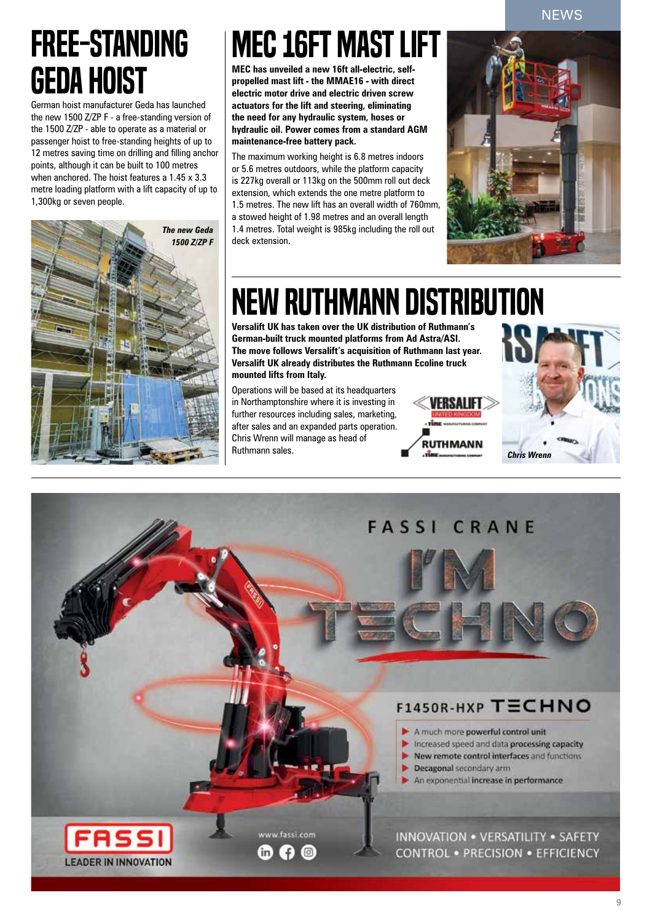# FREE-STANDING GEDA HOIST

German hoist manufacturer Geda has launched the new 1500 Z/ZP F - a free-standing version of the 1500 Z/ZP - able to operate as a material or passenger hoist to free-standing heights of up to 12 metres saving time on drilling and filling anchor points, although it can be built to 100 metres when anchored. The hoist features a 1.45 x 3.3 metre loading platform with a lift capacity of up to 1,300kg or seven people.

*The new Geda 1500 Z/ZP F*

# MEC 16FT MAST LIFT

**MEC has unveiled a new 16ft all-electric, self-propelled mast lift - the MMAE16 - with direct electric motor drive and electric driven screw actuators for the lift and steering, eliminating the need for any hydraulic system, hoses or hydraulic oil. Power comes from a standard AGM maintenance-free battery pack.**

The maximum working height is 6.8 metres indoors or 5.6 metres outdoors, while the platform capacity is 227kg overall or 113kg on the 500mm roll out deck extension, which extends the one metre platform to 1.5 metres. The new lift has an overall width of 760mm, a stowed height of 1.98 metres and an overall length 1.4 metres. Total weight is 985kg including the roll out deck extension.

# NEW RUTHMANN DISTRIBUTION

**Versalift UK has taken over the UK distribution of Ruthmann's German-built truck mounted platforms from Ad Astra/ASI. The move follows Versalift's acquisition of Ruthmann last year. Versalift UK already distributes the Ruthmann Ecoline truck mounted lifts from Italy.**

Operations will be based at its headquarters in Northamptonshire where it is investing in further resources including sales, marketing, after sales and an expanded parts operation. Chris Wrenn will manage as head of Ruthmann sales.

*Chris Wrenn*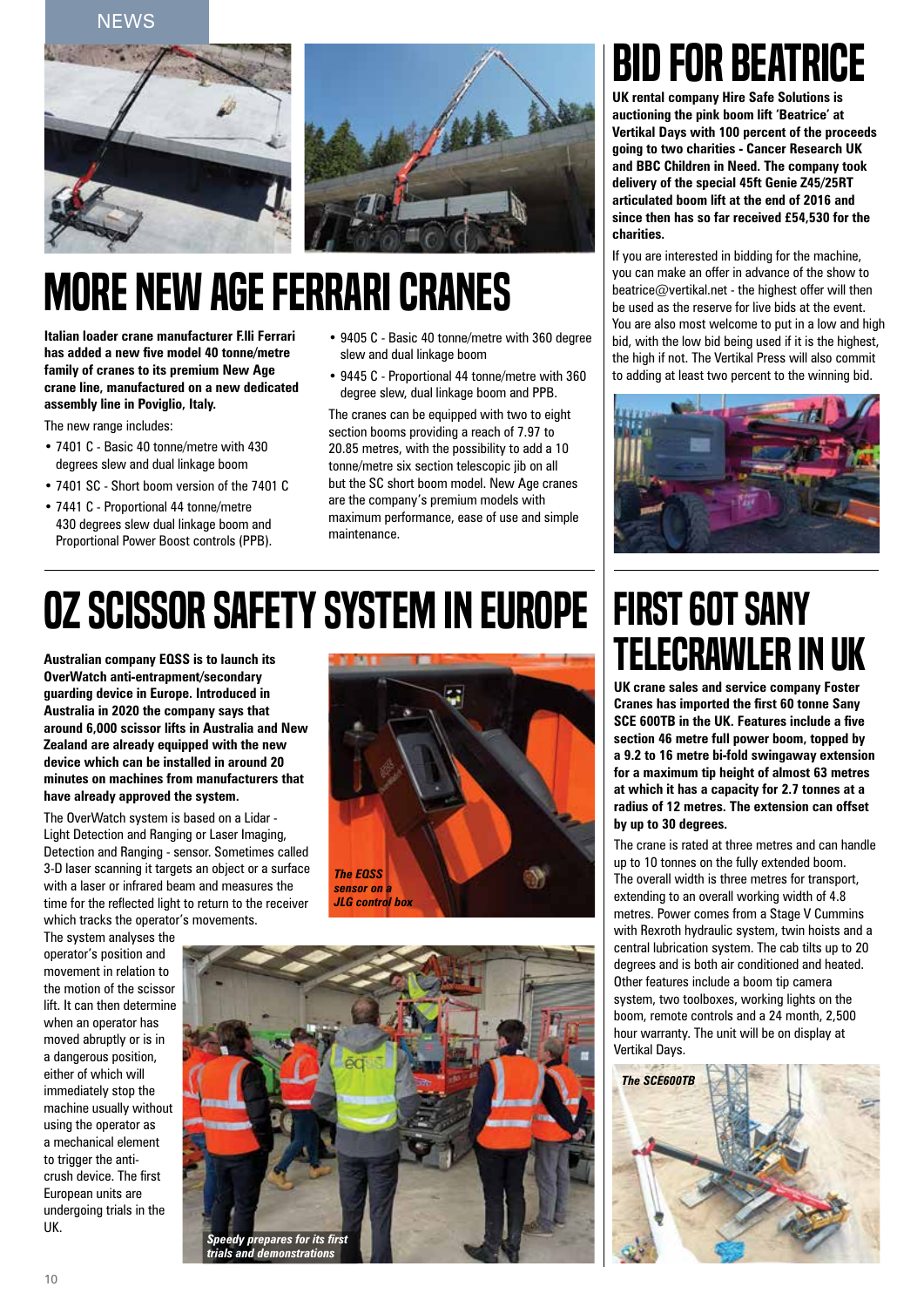NEWS

# MORE NEW AGE FERRARI CRANES

**Italian loader crane manufacturer F.lli Ferrari has added a new five model 40 tonne/metre family of cranes to its premium New Age crane line, manufactured on a new dedicated assembly line in Poviglio, Italy.**

The new range includes:

- 7401 C - Basic 40 tonne/metre with 430 degrees slew and dual linkage boom
- 7401 SC - Short boom version of the 7401 C
- 7441 C - Proportional 44 tonne/metre 430 degrees slew dual linkage boom and Proportional Power Boost controls (PPB).
- 9405 C - Basic 40 tonne/metre with 360 degree slew and dual linkage boom
- 9445 C - Proportional 44 tonne/metre with 360 degree slew, dual linkage boom and PPB.

The cranes can be equipped with two to eight section booms providing a reach of 7.97 to 20.85 metres, with the possibility to add a 10 tonne/metre six section telescopic jib on all but the SC short boom model. New Age cranes are the company's premium models with maximum performance, ease of use and simple maintenance.

# BID FOR BEATRICE

**UK rental company Hire Safe Solutions is auctioning the pink boom lift 'Beatrice' at Vertikal Days with 100 percent of the proceeds going to two charities - Cancer Research UK and BBC Children in Need. The company took delivery of the special 45ft Genie Z45/25RT articulated boom lift at the end of 2016 and since then has so far received £54,530 for the charities.**

If you are interested in bidding for the machine, you can make an offer in advance of the show to beatrice@vertikal.net - the highest offer will then be used as the reserve for live bids at the event. You are also most welcome to put in a low and high bid, with the low bid being used if it is the highest, the high if not. The Vertikal Press will also commit to adding at least two percent to the winning bid.

# OZ SCISSOR SAFETY SYSTEM IN EUROPE

**Australian company EQSS is to launch its OverWatch anti-entrapment/secondary guarding device in Europe. Introduced in Australia in 2020 the company says that around 6,000 scissor lifts in Australia and New Zealand are already equipped with the new device which can be installed in around 20 minutes on machines from manufacturers that have already approved the system.**

The OverWatch system is based on a Lidar - Light Detection and Ranging or Laser Imaging, Detection and Ranging - sensor. Sometimes called 3-D laser scanning it targets an object or a surface with a laser or infrared beam and measures the time for the reflected light to return to the receiver which tracks the operator's movements.

*The EQSS sensor on a JLG control box*

The system analyses the operator's position and movement in relation to the motion of the scissor lift. It can then determine when an operator has moved abruptly or is in a dangerous position, either of which will immediately stop the machine usually without using the operator as a mechanical element to trigger the anti-crush device. The first European units are undergoing trials in the UK.

*Speedy prepares for its first trials and demonstrations*

# FIRST 60T SANY TELECRAWLER IN UK

**UK crane sales and service company Foster Cranes has imported the first 60 tonne Sany SCE 600TB in the UK. Features include a five section 46 metre full power boom, topped by a 9.2 to 16 metre bi-fold swingaway extension for a maximum tip height of almost 63 metres at which it has a capacity for 2.7 tonnes at a radius of 12 metres. The extension can offset by up to 30 degrees.**

The crane is rated at three metres and can handle up to 10 tonnes on the fully extended boom. The overall width is three metres for transport, extending to an overall working width of 4.8 metres. Power comes from a Stage V Cummins with Rexroth hydraulic system, twin hoists and a central lubrication system. The cab tilts up to 20 degrees and is both air conditioned and heated. Other features include a boom tip camera system, two toolboxes, working lights on the boom, remote controls and a 24 month, 2,500 hour warranty. The unit will be on display at Vertikal Days.

*The SCE600TB*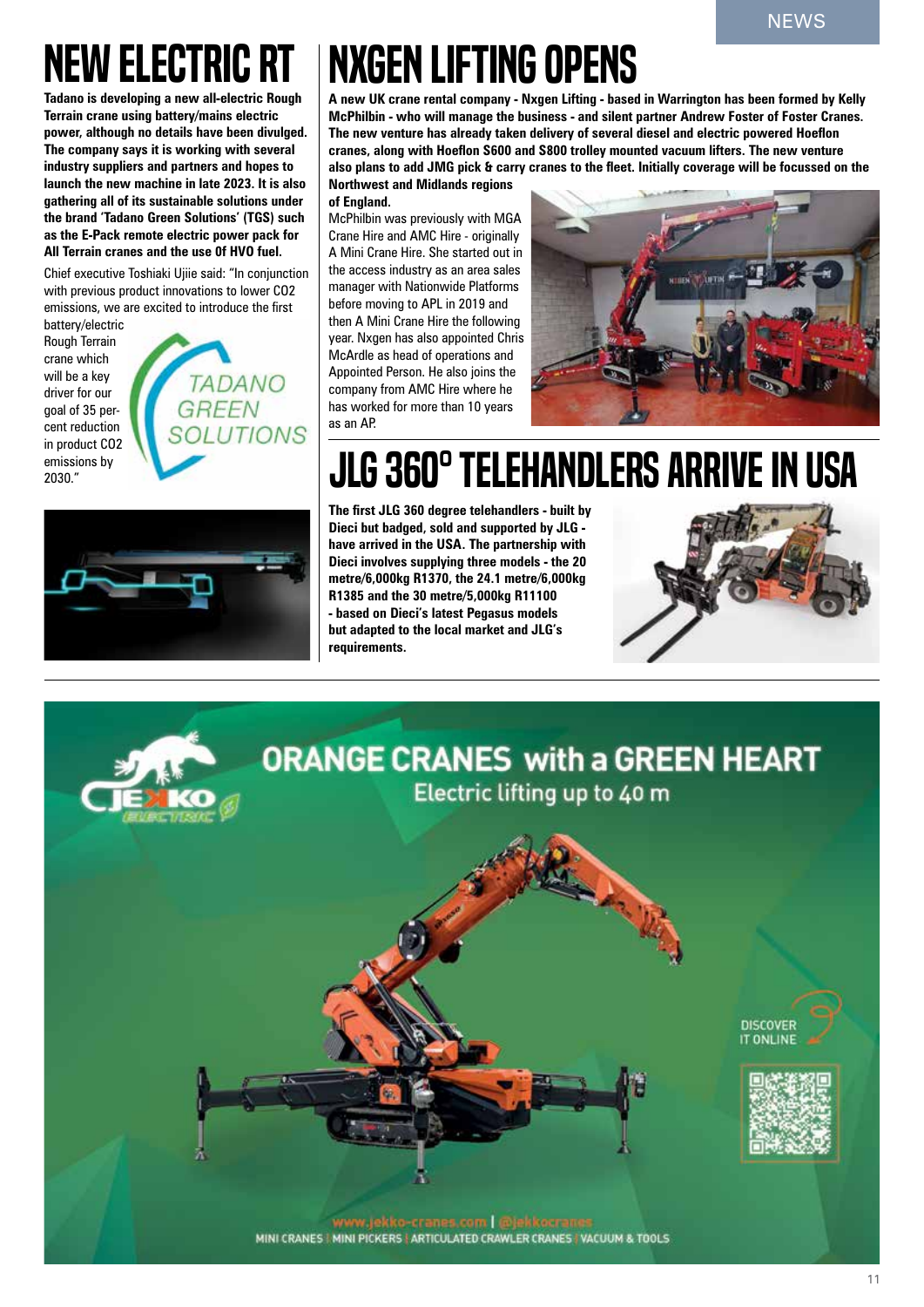# NEW ELECTRIC RT

**Tadano is developing a new all-electric Rough Terrain crane using battery/mains electric power, although no details have been divulged. The company says it is working with several industry suppliers and partners and hopes to launch the new machine in late 2023. It is also gathering all of its sustainable solutions under the brand 'Tadano Green Solutions' (TGS) such as the E-Pack remote electric power pack for All Terrain cranes and the use 0f HVO fuel.**

Chief executive Toshiaki Ujiie said: "In conjunction with previous product innovations to lower CO2 emissions, we are excited to introduce the first battery/electric Rough Terrain crane which will be a key driver for our goal of 35 per-cent reduction in product CO2 emissions by 2030."

# NXGEN LIFTING OPENS

**A new UK crane rental company - Nxgen Lifting - based in Warrington has been formed by Kelly McPhilbin - who will manage the business - and silent partner Andrew Foster of Foster Cranes. The new venture has already taken delivery of several diesel and electric powered Hoeflon cranes, along with Hoeflon S600 and S800 trolley mounted vacuum lifters. The new venture also plans to add JMG pick & carry cranes to the fleet. Initially coverage will be focussed on the Northwest and Midlands regions of England.**

McPhilbin was previously with MGA Crane Hire and AMC Hire - originally A Mini Crane Hire. She started out in the access industry as an area sales manager with Nationwide Platforms before moving to APL in 2019 and then A Mini Crane Hire the following year. Nxgen has also appointed Chris McArdle as head of operations and Appointed Person. He also joins the company from AMC Hire where he has worked for more than 10 years as an AP.

# JLG 360° TELEHANDLERS ARRIVE IN USA

**The first JLG 360 degree telehandlers - built by Dieci but badged, sold and supported by JLG - have arrived in the USA. The partnership with Dieci involves supplying three models - the 20 metre/6,000kg R1370, the 24.1 metre/6,000kg R1385 and the 30 metre/5,000kg R11100 - based on Dieci's latest Pegasus models but adapted to the local market and JLG's requirements.**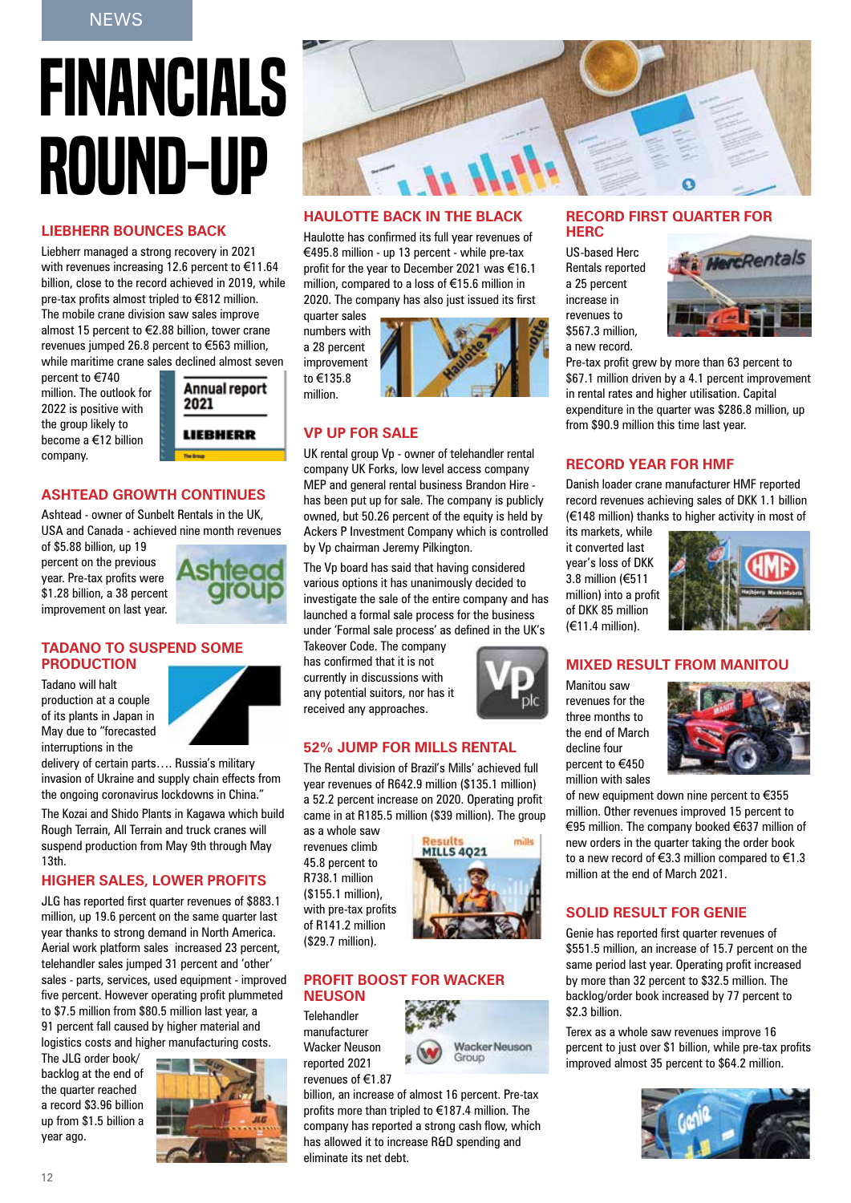NEWS

# FINANCIALS ROUND-UP

## LIEBHERR BOUNCES BACK

Liebherr managed a strong recovery in 2021 with revenues increasing 12.6 percent to €11.64 billion, close to the record achieved in 2019, while pre-tax profits almost tripled to €812 million. The mobile crane division saw sales improve almost 15 percent to €2.88 billion, tower crane revenues jumped 26.8 percent to €563 million, while maritime crane sales declined almost seven percent to €740 million. The outlook for 2022 is positive with the group likely to become a €12 billion company.

## ASHTEAD GROWTH CONTINUES

Ashtead - owner of Sunbelt Rentals in the UK, USA and Canada - achieved nine month revenues of $5.88 billion, up 19 percent on the previous year. Pre-tax profits were $1.28 billion, a 38 percent improvement on last year.

## TADANO TO SUSPEND SOME PRODUCTION

Tadano will halt production at a couple of its plants in Japan in May due to "forecasted interruptions in the delivery of certain parts…. Russia's military invasion of Ukraine and supply chain effects from the ongoing coronavirus lockdowns in China."

The Kozai and Shido Plants in Kagawa which build Rough Terrain, All Terrain and truck cranes will suspend production from May 9th through May 13th.

## HIGHER SALES, LOWER PROFITS

JLG has reported first quarter revenues of $883.1 million, up 19.6 percent on the same quarter last year thanks to strong demand in North America. Aerial work platform sales increased 23 percent, telehandler sales jumped 31 percent and 'other' sales - parts, services, used equipment - improved five percent. However operating profit plummeted to $7.5 million from $80.5 million last year, a 91 percent fall caused by higher material and logistics costs and higher manufacturing costs. The JLG order book/ backlog at the end of the quarter reached a record $3.96 billion up from $1.5 billion a year ago.

## HAULOTTE BACK IN THE BLACK

Haulotte has confirmed its full year revenues of €495.8 million - up 13 percent - while pre-tax profit for the year to December 2021 was €16.1 million, compared to a loss of €15.6 million in 2020. The company has also just issued its first quarter sales numbers with a 28 percent improvement to €135.8 million.

## VP UP FOR SALE

UK rental group Vp - owner of telehandler rental company UK Forks, low level access company MEP and general rental business Brandon Hire - has been put up for sale. The company is publicly owned, but 50.26 percent of the equity is held by Ackers P Investment Company which is controlled by Vp chairman Jeremy Pilkington.

The Vp board has said that having considered various options it has unanimously decided to investigate the sale of the entire company and has launched a formal sale process for the business under 'Formal sale process' as defined in the UK's Takeover Code. The company has confirmed that it is not currently in discussions with any potential suitors, nor has it received any approaches.

## 52% JUMP FOR MILLS RENTAL

The Rental division of Brazil's Mills' achieved full year revenues of R642.9 million ($135.1 million) a 52.2 percent increase on 2020. Operating profit came in at R185.5 million ($39 million). The group as a whole saw revenues climb 45.8 percent to R738.1 million ($155.1 million), with pre-tax profits of R141.2 million ($29.7 million).

## PROFIT BOOST FOR WACKER NEUSON

Telehandler manufacturer Wacker Neuson reported 2021 revenues of €1.87 billion, an increase of almost 16 percent. Pre-tax profits more than tripled to €187.4 million. The company has reported a strong cash flow, which has allowed it to increase R&D spending and eliminate its net debt.

## RECORD FIRST QUARTER FOR HERC

US-based Herc Rentals reported a 25 percent increase in revenues to $567.3 million, a new record. Pre-tax profit grew by more than 63 percent to $67.1 million driven by a 4.1 percent improvement in rental rates and higher utilisation. Capital expenditure in the quarter was $286.8 million, up from $90.9 million this time last year.

## RECORD YEAR FOR HMF

Danish loader crane manufacturer HMF reported record revenues achieving sales of DKK 1.1 billion (€148 million) thanks to higher activity in most of its markets, while it converted last year's loss of DKK 3.8 million (€511 million) into a profit of DKK 85 million (€11.4 million).

## MIXED RESULT FROM MANITOU

Manitou saw revenues for the three months to the end of March decline four percent to €450 million with sales of new equipment down nine percent to €355 million. Other revenues improved 15 percent to €95 million. The company booked €637 million of new orders in the quarter taking the order book to a new record of €3.3 million compared to €1.3 million at the end of March 2021.

## SOLID RESULT FOR GENIE

Genie has reported first quarter revenues of $551.5 million, an increase of 15.7 percent on the same period last year. Operating profit increased by more than 32 percent to $32.5 million. The backlog/order book increased by 77 percent to $2.3 billion.

Terex as a whole saw revenues improve 16 percent to just over $1 billion, while pre-tax profits improved almost 35 percent to $64.2 million.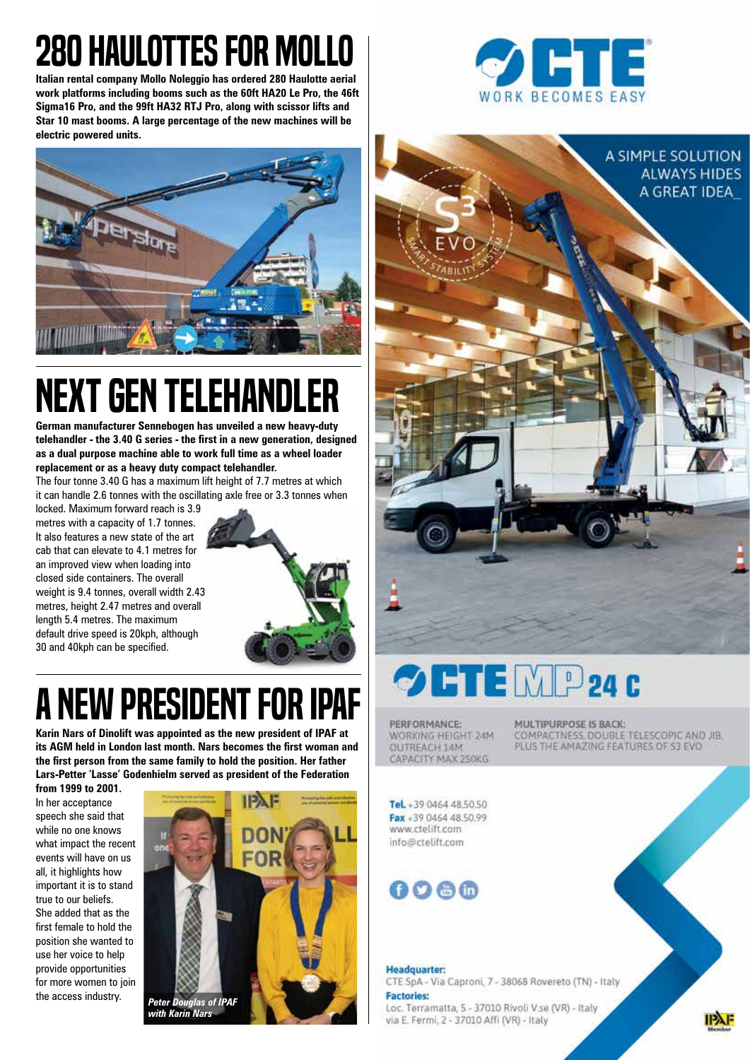# 280 HAULOTTES FOR MOLLO

**Italian rental company Mollo Noleggio has ordered 280 Haulotte aerial work platforms including booms such as the 60ft HA20 Le Pro, the 46ft Sigma16 Pro, and the 99ft HA32 RTJ Pro, along with scissor lifts and Star 10 mast booms. A large percentage of the new machines will be electric powered units.**

# NEXT GEN TELEHANDLER

**German manufacturer Sennebogen has unveiled a new heavy-duty telehandler - the 3.40 G series - the first in a new generation, designed as a dual purpose machine able to work full time as a wheel loader replacement or as a heavy duty compact telehandler.**

The four tonne 3.40 G has a maximum lift height of 7.7 metres at which it can handle 2.6 tonnes with the oscillating axle free or 3.3 tonnes when locked. Maximum forward reach is 3.9 metres with a capacity of 1.7 tonnes. It also features a new state of the art cab that can elevate to 4.1 metres for an improved view when loading into closed side containers. The overall weight is 9.4 tonnes, overall width 2.43 metres, height 2.47 metres and overall length 5.4 metres. The maximum default drive speed is 20kph, although 30 and 40kph can be specified.

# A NEW PRESIDENT FOR IPAF

**Karin Nars of Dinolift was appointed as the new president of IPAF at its AGM held in London last month. Nars becomes the first woman and the first person from the same family to hold the position. Her father Lars-Petter 'Lasse' Godenhielm served as president of the Federation from 1999 to 2001.**

In her acceptance speech she said that while no one knows what impact the recent events will have on us all, it highlights how important it is to stand true to our beliefs. She added that as the first female to hold the position she wanted to use her voice to help provide opportunities for more women to join the access industry.

*Peter Douglas of IPAF with Karin Nars*

---

**CTE** WORK BECOMES EASY

A SIMPLE SOLUTION ALWAYS HIDES A GREAT IDEA_

S3 EVO SMART STABILITY SYSTEM

**CTE MP 24 C**

**PERFORMANCE:**
WORKING HEIGHT 24M
OUTREACH 14M
CAPACITY MAX 250KG

**MULTIPURPOSE IS BACK:**
COMPACTNESS, DOUBLE TELESCOPIC AND JIB, PLUS THE AMAZING FEATURES OF S3 EVO

**Tel.** +39 0464 48.50.50
**Fax** +39 0464 48.50.99
www.ctelift.com
info@ctelift.com

**Headquarter:**
CTE SpA - Via Caproni, 7 - 38068 Rovereto (TN) - Italy
**Factories:**
Loc. Terramatta, 5 - 37010 Rivoli V.se (VR) - Italy
via E. Fermi, 2 - 37010 Affi (VR) - Italy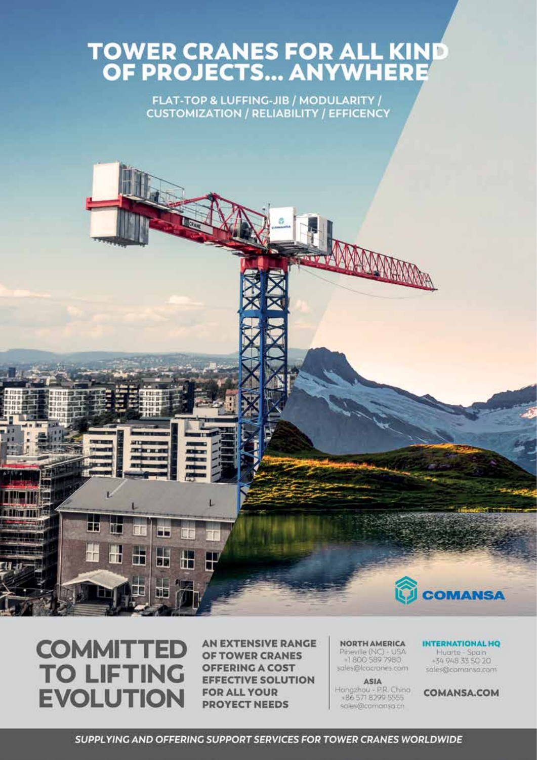# TOWER CRANES FOR ALL KIND OF PROJECTS... ANYWHERE

FLAT-TOP & LUFFING-JIB / MODULARITY / CUSTOMIZATION / RELIABILITY / EFFICENCY

COMANSA

## COMMITTED TO LIFTING EVOLUTION

AN EXTENSIVE RANGE OF TOWER CRANES OFFERING A COST EFFECTIVE SOLUTION FOR ALL YOUR PROYECT NEEDS

**NORTH AMERICA**
Pineville (NC) - USA
+1 800 589 7980
sales@lcocranes.com

**ASIA**
Hangzhou - P.R. China
+86 571 8299 5555
sales@comansa.cn

**INTERNATIONAL HQ**
Huarte - Spain
+34 948 33 50 20
sales@comansa.com

**COMANSA.COM**

*SUPPLYING AND OFFERING SUPPORT SERVICES FOR TOWER CRANES WORLDWIDE*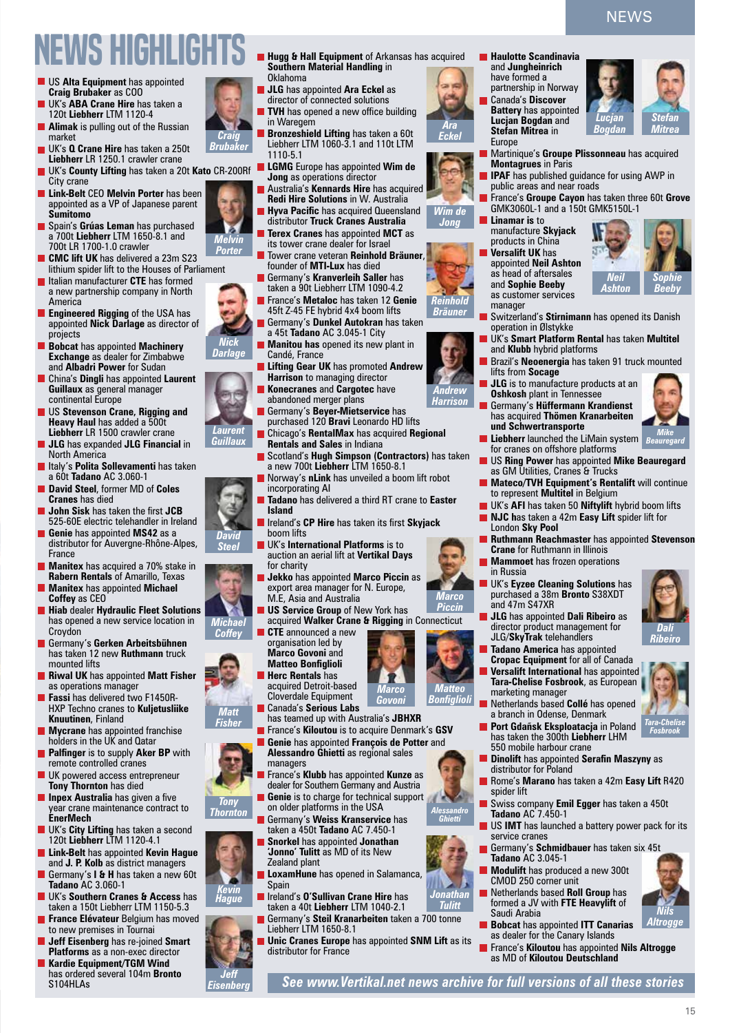# NEWS HIGHLIGHTS

- US **Alta Equipment** has appointed **Craig Brubaker** as COO
- UK's **ABA Crane Hire** has taken a 120t **Liebherr** LTM 1120-4
- **Alimak** is pulling out of the Russian market
- UK's **Q Crane Hire** has taken a 250t **Liebherr** LR 1250.1 crawler crane
- UK's **County Lifting** has taken a 20t **Kato** CR-200Rf City crane
- **Link-Belt** CEO **Melvin Porter** has been appointed as a VP of Japanese parent **Sumitomo**
- Spain's **Grúas Leman** has purchased a 700t **Liebherr** LTM 1650-8.1 and 700t LR 1700-1.0 crawler
- **CMC** has delivered a 23m S23 lithium spider lift to the Houses of Parliament
- Italian manufacturer **CTE** has formed a new partnership company in North America
- **Engineered Rigging** of the USA has appointed **Nick Darlage** as director of projects
- **Bobcat** has appointed **Machinery Exchange** as dealer for Zimbabwe and **Albadri Power** for Sudan
- China's **Dingli** has appointed **Laurent Guillaux** as general manager continental Europe
- US **Stevenson Crane, Rigging and Heavy Haul** has added a 500t **Liebherr** LR 1500 crawler crane
- **JLG** has expanded **JLG Financial** in North America
- Italy's **Polita Sollevamenti** has taken a 60t **Tadano** AC 3.060-1
- **David Steel**, former MD of **Coles Cranes** has died
- **John Sisk** has taken the first **JCB** 525-60E electric telehandler in Ireland
- **Genie** has appointed **MS42** as a distributor for Auvergne-Rhône-Alpes, France
- **Manitex** has acquired a 70% stake in **Rabern Rentals** of Amarillo, Texas
- **Manitex** has appointed **Michael Coffey** as CEO
- **Hiab** dealer **Hydraulic Fleet Solutions** has opened a new service location in Croydon
- Germany's **Grewe Arbeitsbühnen** has taken 12 new **Ruthmann** truck mounted lifts
- **Riwal UK** has appointed **Matt Fisher** as operations manager
- **Fassi** has delivered two F1450R-HXP Techno cranes to **Kuljetusliike Knuutinen**, Finland
- **Mycrane** has appointed franchise holders in the UK and Qatar
- **Palfinger** is to supply **Aker BP** with remote controlled cranes
- UK powered access entrepreneur **Tony Thornton** has died
- **Inpex Australia** has given a five year crane maintenance contract to **EnerMech**
- UK's **City Lifting** has taken a second 120t **Liebherr** LTM 1120-4.1
- **Link-Belt** has appointed **Kevin Hague** and **J. P. Kolb** as district managers
- Germany's **I & H** has taken a new 60t **Tadano** AC 3.060-1
- UK's **Southern Cranes & Access** has taken a 150t Liebherr LTM 1150-5.3
- **France Elévateur** Belgium has moved to new premises in Tournai
- **Jeff Eisenberg** has re-joined **Smart Platforms** as a non-exec director
- **Kardie Equipment/TGM Wind** has ordered several 104m **Bronto** S104HLAs
- **Hugg & Hall Equipment** of Arkansas has acquired **Southern Material Handling** in Oklahoma
- **JLG** has appointed **Ara Eckel** as director of connected solutions
- **TVH** has opened a new office building in Waregem
- **Bronzeshield Lifting** has taken a 60t Liebherr LTM 1060-3.1 and 110t LTM 1110-5.1
- **LGMG** Europe has appointed **Wim de Jong** as operations director
- Australia's **Kennards Hire** has acquired **Redi Hire Solutions** in W. Australia
- **Hyva Pacific** has acquired Queensland distributor **Truck Cranes Australia**
- **Terex Cranes** has appointed **MCT** as its tower crane dealer for Israel
- Tower crane veteran **Reinhold Bräuner**, founder of **MTI-Lux** has died
- Germany's **Kranverleih Saller** has taken a 90t Liebherr LTM 1090-4.2
- France's **Metaloc** has taken 12 **Genie** 45ft Z-45 FE hybrid 4x4 boom lifts
- Germany's **Dunkel Autokran** has taken a 45t **Tadano** AC 3.045-1 City
- **Manitou** has opened its new plant in Candé, France
- **Lifting Gear UK** has promoted **Andrew Harrison** to managing director
- **Konecranes** and **Cargotec** have abandoned merger plans
- Germany's **Beyer-Mietservice** has purchased 120 **Bravi** Leonardo HD lifts
- Chicago's **RentalMax** has acquired **Regional Rentals and Sales** in Indiana
- Scotland's **Hugh Simpson (Contractors)** has taken a new 700t **Liebherr** LTM 1650-8.1
- Norway's **nLink** has unveiled a boom lift robot incorporating AI
- **Tadano** has delivered a third RT crane to **Easter Island**
- Ireland's **CP Hire** has taken its first **Skyjack** boom lifts
- UK's **International Platforms** is to auction an aerial lift at **Vertikal Days** for charity
- **Jekko** has appointed **Marco Piccin** as export area manager for N. Europe, M.E, Asia and Australia
- **US Service Group** of New York has acquired **Walker Crane & Rigging** in Connecticut
- **CTE** announced a new organisation led by **Marco Govoni** and **Matteo Bonfiglioli**
- **Herc Rentals** has acquired Detroit-based Cloverdale Equipment
- Canada's **Serious Labs** has teamed up with Australia's **JBHXR**
- France's **Kiloutou** is to acquire Denmark's **GSV**
- **Genie** has appointed **François de Potter** and **Alessandro Ghietti** as regional sales managers
- France's **Klubb** has appointed **Kunze** as dealer for Southern Germany and Austria
- **Genie** is to charge for technical support on older platforms in the USA
- Germany's **Weiss Kranservice** has taken a 450t **Tadano** AC 7.450-1
- **Snorkel** has appointed **Jonathan 'Jonno' Tulitt** as MD of its New Zealand plant
- **LoxamHune** has opened in Salamanca, Spain
- Ireland's **O'Sullivan Crane Hire** has taken a 40t **Liebherr** LTM 1040-2.1
- Germany's **Steil Kranarbeiten** taken a 700 tonne Liebherr LTM 1650-8.1
- **Unic Cranes Europe** has appointed **SNM Lift** as its distributor for France
- **Haulotte Scandinavia** and **Jungheinrich** have formed a partnership in Norway
- Canada's **Discover Battery** has appointed **Lucjan Bogdan** and **Stefan Mitrea** in Europe
- Martinique's **Groupe Plissonneau** has acquired **Montagrues** in Paris
- **IPAF** has published guidance for using AWP in public areas and near roads
- France's **Groupe Cayon** has taken three 60t **Grove** GMK3060L-1 and a 150t GMK5150L-1
- **Linamar** is to manufacture **Skyjack** products in China
- **Versalift UK** has appointed **Neil Ashton** as head of aftersales and **Sophie Beeby** as customer services manager
- Switzerland's **Stirnimann** has opened its Danish operation in Ølstykke
- UK's **Smart Platform Rental** has taken **Multitel** and **Klubb** hybrid platforms
- Brazil's **Neoenergia** has taken 91 truck mounted lifts from **Socage**
- **JLG** is to manufacture products at an **Oshkosh** plant in Tennessee
- Germany's **Hüffermann Krandienst** has acquired **Thömen Kranarbeiten und Schwertransporte**
- **Liebherr** launched the LiMain system for cranes on offshore platforms
- US **Ring Power** has appointed **Mike Beauregard** as GM Utilities, Cranes & Trucks
- **Mateco/TVH Equipment's Rentalift** will continue to represent **Multitel** in Belgium
- UK's **AFI** has taken 50 **Niftylift** hybrid boom lifts
- **NJC** has taken a 42m **Easy Lift** spider lift for London **Sky Pool**
- **Ruthmann Reachmaster** has appointed **Stevenson Crane** for Ruthmann in Illinois
- **Mammoet** has frozen operations in Russia
- UK's **Eyzee Cleaning Solutions** has purchased a 38m **Bronto** S38XDT and 47m S47XR
- **JLG** has appointed **Dali Ribeiro** as director product management for JLG/**SkyTrak** telehandlers
- **Tadano America** has appointed **Cropac Equipment** for all of Canada
- **Versalift International** has appointed **Tara-Chelise Fosbrook**, as European marketing manager
- Netherlands based **Collé** has opened a branch in Odense, Denmark
- **Port Gdańsk Eksploatacja** in Poland has taken the 300th **Liebherr** LHM 550 mobile harbour crane
- **Dinolift** has appointed **Serafin Maszyny** as distributor for Poland
- Rome's **Marano** has taken a 42m **Easy Lift** R420 spider lift
- Swiss company **Emil Egger** has taken a 450t **Tadano** AC 7.450-1
- US **IMT** has launched a battery power pack for its service cranes
- Germany's **Schmidbauer** has taken six 45t **Tadano** AC 3.045-1
- **Modulift** has produced a new 300t CMOD 250 corner unit
- Netherlands based **Roll Group** has formed a JV with **FTE Heavylift** of Saudi Arabia
- **Bobcat** has appointed **ITT Canarias** as dealer for the Canary Islands
- France's **Kiloutou** has appointed **Nils Altrogge** as MD of **Kiloutou Deutschland**

Craig Brubaker
Melvin Porter
Nick Darlage
Laurent Guillaux
David Steel
Michael Coffey
Matt Fisher
Tony Thornton
Kevin Hague
Jeff Eisenberg
Ara Eckel
Wim de Jong
Reinhold Bräuner
Andrew Harrison
Marco Piccin
Marco Govoni
Matteo Bonfiglioli
Alessandro Ghietti
Jonathan Tulitt
Lucjan Bogdan
Stefan Mitrea
Neil Ashton
Sophie Beeby
Mike Beauregard
Dali Ribeiro
Tara-Chelise Fosbrook
Nils Altrogge

**See www.Vertikal.net news archive for full versions of all these stories**